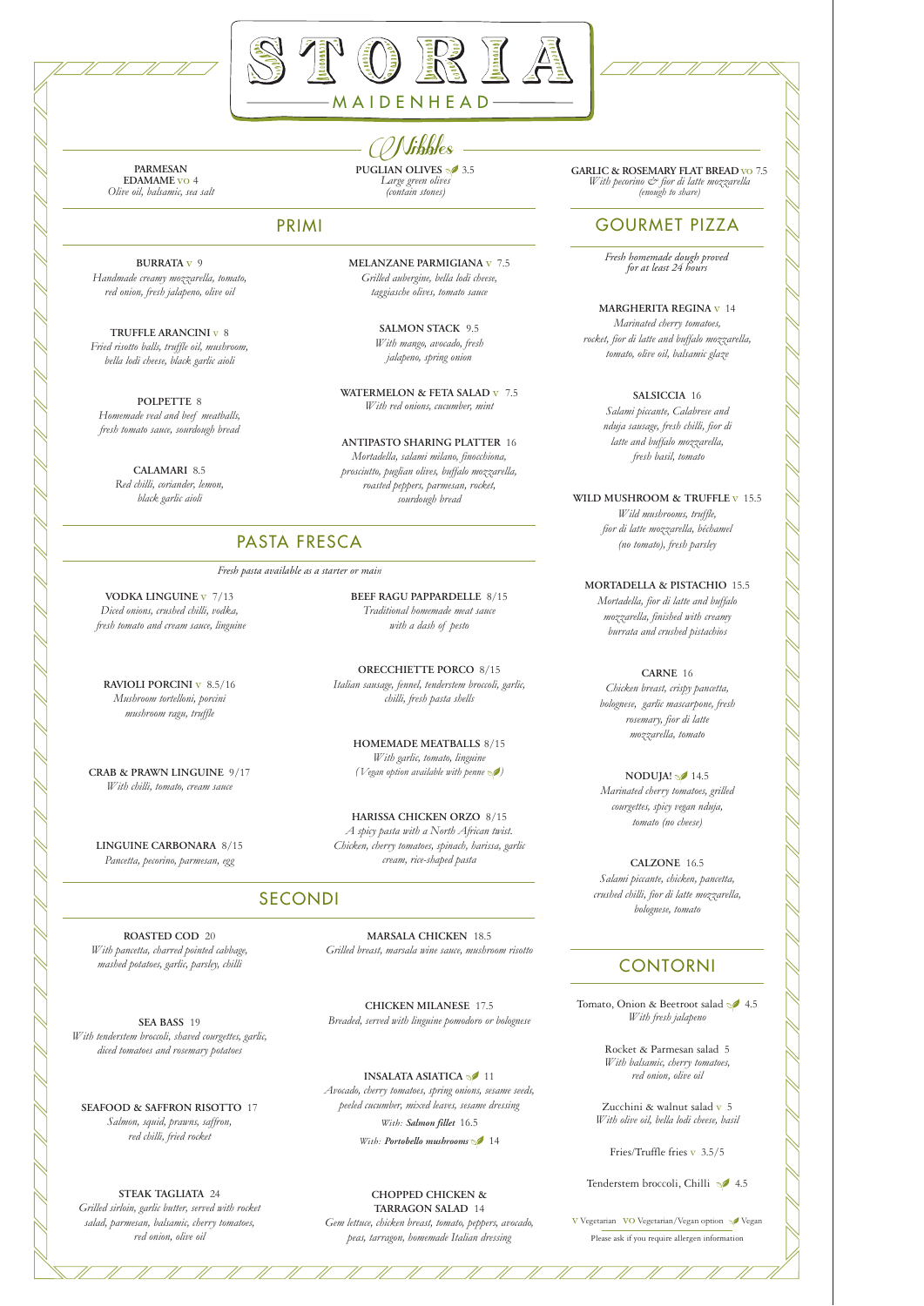# STORIA

MAIDENHEAD

## Nibbles

**PARMESAN EDAMAME** VO 4
*Olive oil, balsamic, sea salt*

**PUGLIAN OLIVES** 3.5
*Large green olives (contain stones)*

**GARLIC & ROSEMARY FLAT BREAD** VO 7.5
*With pecorino & fior di latte mozzarella (enough to share)*

## PRIMI

**BURRATA** V 9
*Handmade creamy mozzarella, tomato, red onion, fresh jalapeno, olive oil*

**TRUFFLE ARANCINI** V 8
*Fried risotto balls, truffle oil, mushroom, bella lodi cheese, black garlic aioli*

**POLPETTE** 8
*Homemade veal and beef meatballs, fresh tomato sauce, sourdough bread*

**CALAMARI** 8.5
*Red chilli, coriander, lemon, black garlic aioli*

**MELANZANE PARMIGIANA** V 7.5
*Grilled aubergine, bella lodi cheese, taggiasche olives, tomato sauce*

**SALMON STACK** 9.5
*With mango, avocado, fresh jalapeno, spring onion*

**WATERMELON & FETA SALAD** V 7.5
*With red onions, cucumber, mint*

**ANTIPASTO SHARING PLATTER** 16
*Mortadella, salami milano, finocchiona, prosciutto, puglian olives, buffalo mozzarella, roasted peppers, parmesan, rocket, sourdough bread*

## PASTA FRESCA

*Fresh pasta available as a starter or main*

**VODKA LINGUINE** V 7/13
*Diced onions, crushed chilli, vodka, fresh tomato and cream sauce, linguine*

**RAVIOLI PORCINI** V 8.5/16
*Mushroom tortelloni, porcini mushroom ragu, truffle*

**CRAB & PRAWN LINGUINE** 9/17
*With chilli, tomato, cream sauce*

**LINGUINE CARBONARA** 8/15
*Pancetta, pecorino, parmesan, egg*

**BEEF RAGU PAPPARDELLE** 8/15
*Traditional homemade meat sauce with a dash of pesto*

**ORECCHIETTE PORCO** 8/15
*Italian sausage, fennel, tenderstem broccoli, garlic, chilli, fresh pasta shells*

**HOMEMADE MEATBALLS** 8/15
*With garlic, tomato, linguine (Vegan option available with penne )*

**HARISSA CHICKEN ORZO** 8/15
*A spicy pasta with a North African twist. Chicken, cherry tomatoes, spinach, harissa, garlic cream, rice-shaped pasta*

## SECONDI

**ROASTED COD** 20
*With pancetta, charred pointed cabbage, mashed potatoes, garlic, parsley, chilli*

**SEA BASS** 19
*With tenderstem broccoli, shaved courgettes, garlic, diced tomatoes and rosemary potatoes*

**SEAFOOD & SAFFRON RISOTTO** 17
*Salmon, squid, prawns, saffron, red chilli, fried rocket*

**STEAK TAGLIATA** 24
*Grilled sirloin, garlic butter, served with rocket salad, parmesan, balsamic, cherry tomatoes, red onion, olive oil*

**MARSALA CHICKEN** 18.5
*Grilled breast, marsala wine sauce, mushroom risotto*

**CHICKEN MILANESE** 17.5
*Breaded, served with linguine pomodoro or bolognese*

**INSALATA ASIATICA** 11
*Avocado, cherry tomatoes, spring onions, sesame seeds, peeled cucumber, mixed leaves, sesame dressing*
*With: **Salmon fillet*** 16.5
*With: **Portobello mushrooms*** 14

**CHOPPED CHICKEN & TARRAGON SALAD** 14
*Gem lettuce, chicken breast, tomato, peppers, avocado, peas, tarragon, homemade Italian dressing*

## GOURMET PIZZA

*Fresh homemade dough proved for at least 24 hours*

**MARGHERITA REGINA** V 14
*Marinated cherry tomatoes, rocket, fior di latte and buffalo mozzarella, tomato, olive oil, balsamic glaze*

**SALSICCIA** 16
*Salami piccante, Calabrese and nduja sausage, fresh chilli, fior di latte and buffalo mozzarella, fresh basil, tomato*

**WILD MUSHROOM & TRUFFLE** V 15.5
*Wild mushrooms, truffle, fior di latte mozzarella, béchamel (no tomato), fresh parsley*

**MORTADELLA & PISTACHIO** 15.5
*Mortadella, fior di latte and buffalo mozzarella, finished with creamy burrata and crushed pistachios*

**CARNE** 16
*Chicken breast, crispy pancetta, bolognese, garlic mascarpone, fresh rosemary, fior di latte mozzarella, tomato*

**NODUJA!** 14.5
*Marinated cherry tomatoes, grilled courgettes, spicy vegan nduja, tomato (no cheese)*

**CALZONE** 16.5
*Salami piccante, chicken, pancetta, crushed chilli, fior di latte mozzarella, bolognese, tomato*

## CONTORNI

Tomato, Onion & Beetroot salad 4.5
*With fresh jalapeno*

Rocket & Parmesan salad 5
*With balsamic, cherry tomatoes, red onion, olive oil*

Zucchini & walnut salad V 5
*With olive oil, bella lodi cheese, basil*

Fries/Truffle fries V 3.5/5

Tenderstem broccoli, Chilli 4.5

V Vegetarian VO Vegetarian/Vegan option Vegan

Please ask if you require allergen information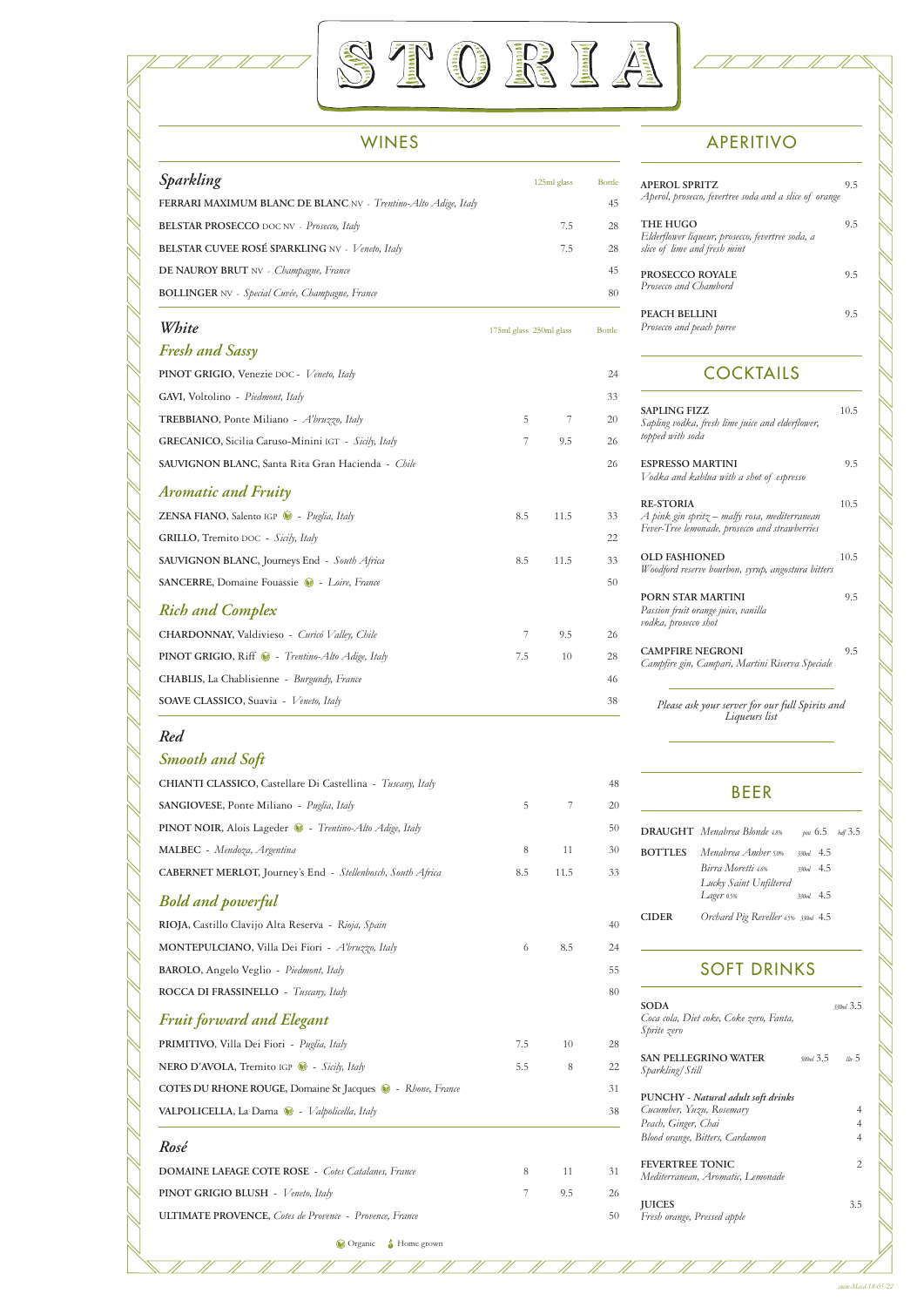# STORIA

## WINES

| *Sparkling* | 125ml glass | Bottle |
|---|---|---|
| **FERRARI MAXIMUM BLANC DE BLANC** NV - *Trentino-Alto Adige, Italy* | | 45 |
| **BELSTAR PROSECCO** DOC NV - *Prosecco, Italy* | 7.5 | 28 |
| **BELSTAR CUVEE ROSÉ SPARKLING** NV - *Veneto, Italy* | 7.5 | 28 |
| **DE NAUROY BRUT** NV - *Champagne, France* | | 45 |
| **BOLLINGER** NV - *Special Cuvée, Champagne, France* | | 80 |

| *White* | 175ml glass | 250ml glass | Bottle |
|---|---|---|---|
| ***Fresh and Sassy*** | | | |
| **PINOT GRIGIO**, Venezie DOC - *Veneto, Italy* | | | 24 |
| **GAVI**, Voltolino - *Piedmont, Italy* | | | 33 |
| **TREBBIANO**, Ponte Miliano - *A'bruzzo, Italy* | 5 | 7 | 20 |
| **GRECANICO**, Sicilia Caruso-Minini IGT - *Sicily, Italy* | 7 | 9.5 | 26 |
| **SAUVIGNON BLANC**, Santa Rita Gran Hacienda - *Chile* | | | 26 |
| ***Aromatic and Fruity*** | | | |
| **ZENSA FIANO**, Salento IGP (Organic) - *Puglia, Italy* | 8.5 | 11.5 | 33 |
| **GRILLO**, Tremito DOC - *Sicily, Italy* | | | 22 |
| **SAUVIGNON BLANC**, Journeys End - *South Africa* | 8.5 | 11.5 | 33 |
| **SANCERRE**, Domaine Fouassie (Organic) - *Loire, France* | | | 50 |
| ***Rich and Complex*** | | | |
| **CHARDONNAY**, Valdivieso - *Curicó Valley, Chile* | 7 | 9.5 | 26 |
| **PINOT GRIGIO**, Riff (Organic) - *Trentino-Alto Adige, Italy* | 7.5 | 10 | 28 |
| **CHABLIS**, La Chablisienne - *Burgundy, France* | | | 46 |
| **SOAVE CLASSICO**, Suavia - *Veneto, Italy* | | | 38 |

| *Red* | | | |
|---|---|---|---|
| ***Smooth and Soft*** | | | |
| **CHIANTI CLASSICO**, Castellare Di Castellina - *Tuscany, Italy* | | | 48 |
| **SANGIOVESE**, Ponte Miliano - *Puglia, Italy* | 5 | 7 | 20 |
| **PINOT NOIR**, Alois Lageder (Organic) - *Trentino-Alto Adige, Italy* | | | 50 |
| **MALBEC** - *Mendoza, Argentina* | 8 | 11 | 30 |
| **CABERNET MERLOT**, Journey's End - *Stellenbosch, South Africa* | 8.5 | 11.5 | 33 |
| ***Bold and powerful*** | | | |
| **RIOJA**, Castillo Clavijo Alta Reserva - *Rioja, Spain* | | | 40 |
| **MONTEPULCIANO**, Villa Dei Fiori - *A'bruzzo, Italy* | 6 | 8.5 | 24 |
| **BAROLO**, Angelo Veglio - *Piedmont, Italy* | | | 55 |
| **ROCCA DI FRASSINELLO** - *Tuscany, Italy* | | | 80 |
| ***Fruit forward and Elegant*** | | | |
| **PRIMITIVO**, Villa Dei Fiori - *Puglia, Italy* | 7.5 | 10 | 28 |
| **NERO D'AVOLA**, Tremito IGP (Organic) - *Sicily, Italy* | 5.5 | 8 | 22 |
| **COTES DU RHONE ROUGE**, Domaine St Jacques (Organic) - *Rhone, France* | | | 31 |
| **VALPOLICELLA**, La Dama (Organic) - *Valpolicella, Italy* | | | 38 |

| *Rosé* | | | |
|---|---|---|---|
| **DOMAINE LAFAGE COTE ROSE** - *Cotes Catalanes, France* | 8 | 11 | 31 |
| **PINOT GRIGIO BLUSH** - *Veneto, Italy* | 7 | 9.5 | 26 |
| **ULTIMATE PROVENCE**, *Cotes de Provence - Provence, France* | | | 50 |

Organic   Home grown

## APERITIVO

**APEROL SPRITZ** 9.5
*Aperol, prosecco, fevertree soda and a slice of orange*

**THE HUGO** 9.5
*Elderflower liqueur, prosecco, fevertree soda, a slice of lime and fresh mint*

**PROSECCO ROYALE** 9.5
*Prosecco and Chambord*

**PEACH BELLINI** 9.5
*Prosecco and peach puree*

## COCKTAILS

**SAPLING FIZZ** 10.5
*Sapling vodka, fresh lime juice and elderflower, topped with soda*

**ESPRESSO MARTINI** 9.5
*Vodka and kahlua with a shot of espresso*

**RE-STORIA** 10.5
*A pink gin spritz – malfy rosa, mediterranean Fever-Tree lemonade, prosecco and strawberries*

**OLD FASHIONED** 10.5
*Woodford reserve bourbon, syrup, angostura bitters*

**PORN STAR MARTINI** 9.5
*Passion fruit orange juice, vanilla vodka, prosecco shot*

**CAMPFIRE NEGRONI** 9.5
*Campfire gin, Campari, Martini Riserva Speciale*

*Please ask your server for our full Spirits and Liqueurs list*

## BEER

**DRAUGHT** *Menabrea Blonde 4.8%* pint 6.5 half 3.5

**BOTTLES** *Menabrea Amber 5.0%* 330ml 4.5
*Birra Moretti 4.6%* 330ml 4.5
*Lucky Saint Unfiltered Lager 0.5%* 330ml 4.5

**CIDER** *Orchard Pig Reveller 4.5%* 330ml 4.5

## SOFT DRINKS

**SODA** 330ml 3.5
*Coca cola, Diet coke, Coke zero, Fanta, Sprite zero*

**SAN PELLEGRINO WATER** 500ml 3.5 1ltr 5
*Sparkling/Still*

**PUNCHY** - ***Natural adult soft drinks***
*Cucumber, Yuzu, Rosemary* 4
*Peach, Ginger, Chai* 4
*Blood orange, Bitters, Cardamon* 4

**FEVERTREE TONIC** 2
*Mediterranean, Aromatic, Lemonade*

**JUICES** 3.5
*Fresh orange, Pressed apple*